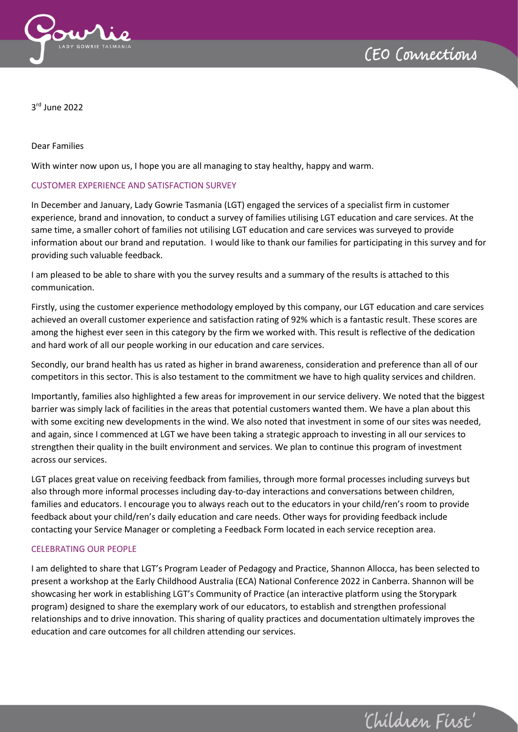3rd June 2022

Dear Families

With winter now upon us, I hope you are all managing to stay healthy, happy and warm.

## CUSTOMER EXPERIENCE AND SATISFACTION SURVEY

In December and January, Lady Gowrie Tasmania (LGT) engaged the services of a specialist firm in customer experience, brand and innovation, to conduct a survey of families utilising LGT education and care services. At the same time, a smaller cohort of families not utilising LGT education and care services was surveyed to provide information about our brand and reputation. I would like to thank our families for participating in this survey and for providing such valuable feedback.

I am pleased to be able to share with you the survey results and a summary of the results is attached to this communication.

Firstly, using the customer experience methodology employed by this company, our LGT education and care services achieved an overall customer experience and satisfaction rating of 92% which is a fantastic result. These scores are among the highest ever seen in this category by the firm we worked with. This result is reflective of the dedication and hard work of all our people working in our education and care services.

Secondly, our brand health has us rated as higher in brand awareness, consideration and preference than all of our competitors in this sector. This is also testament to the commitment we have to high quality services and children.

Importantly, families also highlighted a few areas for improvement in our service delivery. We noted that the biggest barrier was simply lack of facilities in the areas that potential customers wanted them. We have a plan about this with some exciting new developments in the wind. We also noted that investment in some of our sites was needed, and again, since I commenced at LGT we have been taking a strategic approach to investing in all our services to strengthen their quality in the built environment and services. We plan to continue this program of investment across our services.

LGT places great value on receiving feedback from families, through more formal processes including surveys but also through more informal processes including day-to-day interactions and conversations between children, families and educators. I encourage you to always reach out to the educators in your child/ren's room to provide feedback about your child/ren's daily education and care needs. Other ways for providing feedback include contacting your Service Manager or completing a Feedback Form located in each service reception area.

## CELEBRATING OUR PEOPLE

I am delighted to share that LGT's Program Leader of Pedagogy and Practice, Shannon Allocca, has been selected to present a workshop at the Early Childhood Australia (ECA) National Conference 2022 in Canberra. Shannon will be showcasing her work in establishing LGT's Community of Practice (an interactive platform using the Storypark program) designed to share the exemplary work of our educators, to establish and strengthen professional relationships and to drive innovation. This sharing of quality practices and documentation ultimately improves the education and care outcomes for all children attending our services.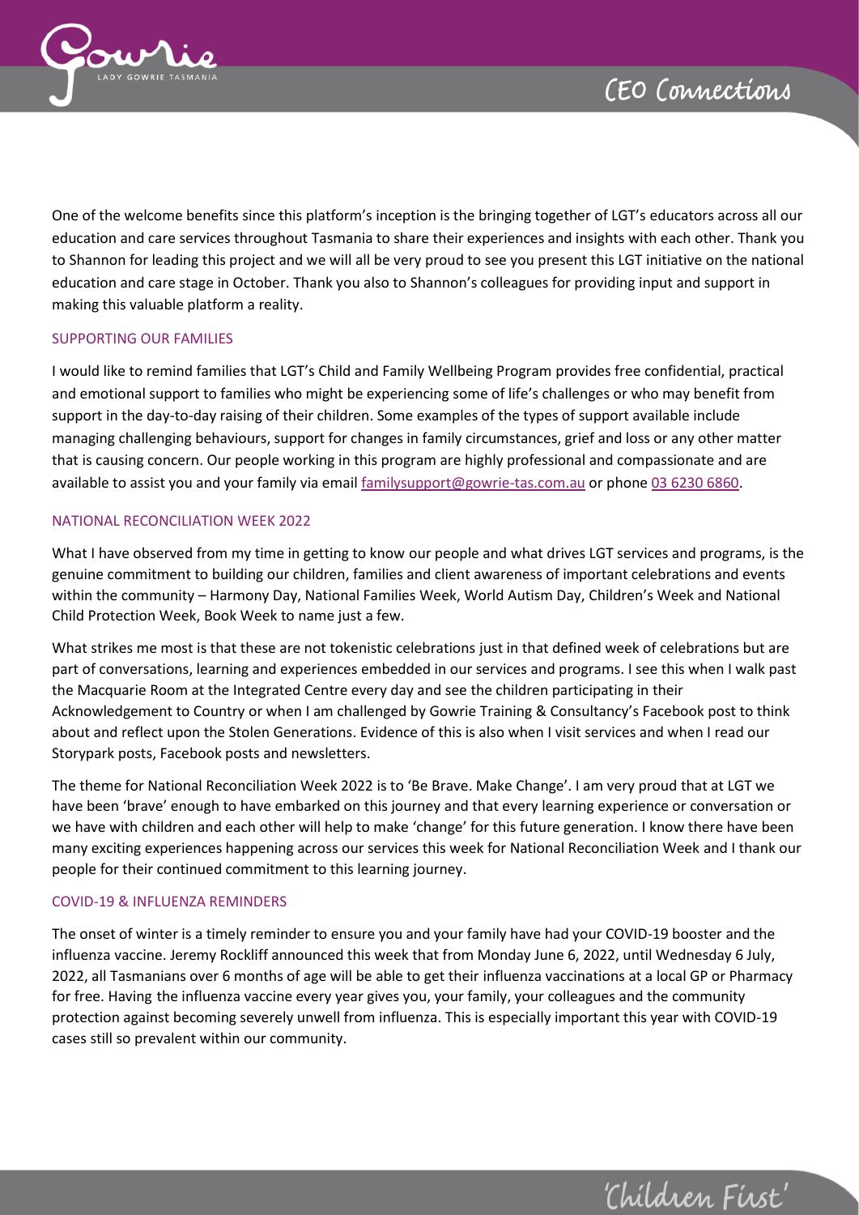One of the welcome benefits since this platform's inception is the bringing together of LGT's educators across all our education and care services throughout Tasmania to share their experiences and insights with each other. Thank you to Shannon for leading this project and we will all be very proud to see you present this LGT initiative on the national education and care stage in October. Thank you also to Shannon's colleagues for providing input and support in making this valuable platform a reality.

## SUPPORTING OUR FAMILIES

I would like to remind families that LGT's Child and Family Wellbeing Program provides free confidential, practical and emotional support to families who might be experiencing some of life's challenges or who may benefit from support in the day-to-day raising of their children. Some examples of the types of support available include managing challenging behaviours, support for changes in family circumstances, grief and loss or any other matter that is causing concern. Our people working in this program are highly professional and compassionate and are available to assist you and your family via email familysupport@gowrie-tas.com.au or phone 03 6230 6860.

## NATIONAL RECONCILIATION WEEK 2022

What I have observed from my time in getting to know our people and what drives LGT services and programs, is the genuine commitment to building our children, families and client awareness of important celebrations and events within the community – Harmony Day, National Families Week, World Autism Day, Children's Week and National Child Protection Week, Book Week to name just a few.

What strikes me most is that these are not tokenistic celebrations just in that defined week of celebrations but are part of conversations, learning and experiences embedded in our services and programs. I see this when I walk past the Macquarie Room at the Integrated Centre every day and see the children participating in their Acknowledgement to Country or when I am challenged by Gowrie Training & Consultancy's Facebook post to think about and reflect upon the Stolen Generations. Evidence of this is also when I visit services and when I read our Storypark posts, Facebook posts and newsletters.

The theme for National Reconciliation Week 2022 is to 'Be Brave. Make Change'. I am very proud that at LGT we have been 'brave' enough to have embarked on this journey and that every learning experience or conversation or we have with children and each other will help to make 'change' for this future generation. I know there have been many exciting experiences happening across our services this week for National Reconciliation Week and I thank our people for their continued commitment to this learning journey.

## COVID-19 & INFLUENZA REMINDERS

The onset of winter is a timely reminder to ensure you and your family have had your COVID-19 booster and the influenza vaccine. Jeremy Rockliff announced this week that from Monday June 6, 2022, until Wednesday 6 July, 2022, all Tasmanians over 6 months of age will be able to get their influenza vaccinations at a local GP or Pharmacy for free. Having the influenza vaccine every year gives you, your family, your colleagues and the community protection against becoming severely unwell from influenza. This is especially important this year with COVID-19 cases still so prevalent within our community.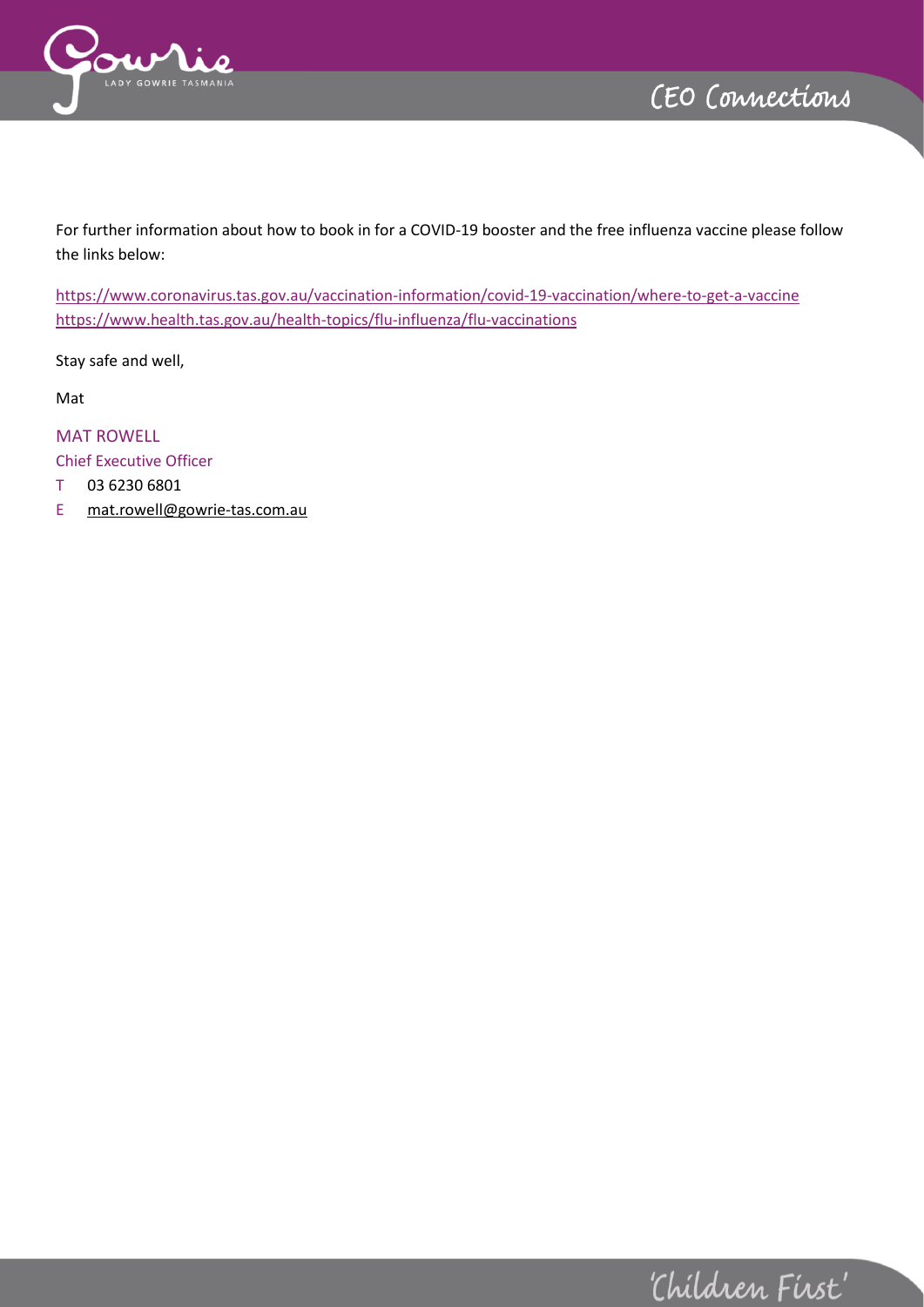For further information about how to book in for a COVID-19 booster and the free influenza vaccine please follow the links below:

https://www.coronavirus.tas.gov.au/vaccination-information/covid-19-vaccination/where-to-get-a-vaccine
https://www.health.tas.gov.au/health-topics/flu-influenza/flu-vaccinations

Stay safe and well,

Mat

MAT ROWELL
Chief Executive Officer
T 03 6230 6801
E mat.rowell@gowrie-tas.com.au